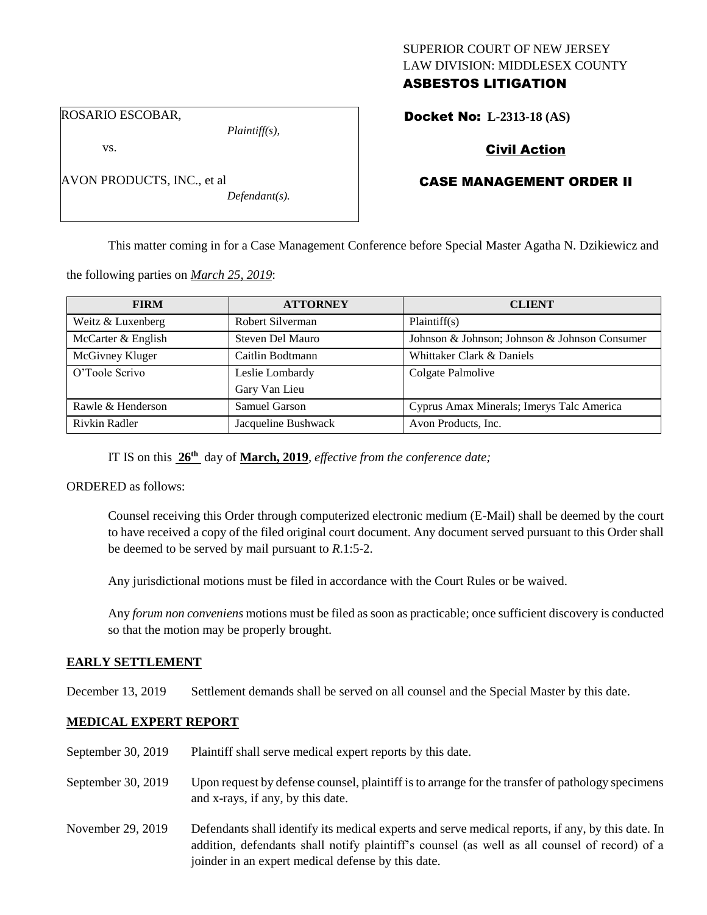SUPERIOR COURT OF NEW JERSEY
LAW DIVISION: MIDDLESEX COUNTY
**ASBESTOS LITIGATION**

ROSARIO ESCOBAR,
*Plaintiff(s),*

vs.

AVON PRODUCTS, INC., et al
*Defendant(s).*

**Docket No: L-2313-18 (AS)**

**Civil Action**

**CASE MANAGEMENT ORDER II**

This matter coming in for a Case Management Conference before Special Master Agatha N. Dzikiewicz and the following parties on ***March 25, 2019***:

| FIRM | ATTORNEY | CLIENT |
|---|---|---|
| Weitz & Luxenberg | Robert Silverman | Plaintiff(s) |
| McCarter & English | Steven Del Mauro | Johnson & Johnson; Johnson & Johnson Consumer |
| McGivney Kluger | Caitlin Bodtmann | Whittaker Clark & Daniels |
| O'Toole Scrivo | Leslie Lombardy<br>Gary Van Lieu | Colgate Palmolive |
| Rawle & Henderson | Samuel Garson | Cyprus Amax Minerals; Imerys Talc America |
| Rivkin Radler | Jacqueline Bushwack | Avon Products, Inc. |

IT IS on this **26th** day of **March, 2019**, *effective from the conference date;*

ORDERED as follows:

Counsel receiving this Order through computerized electronic medium (E-Mail) shall be deemed by the court to have received a copy of the filed original court document. Any document served pursuant to this Order shall be deemed to be served by mail pursuant to *R*.1:5-2.

Any jurisdictional motions must be filed in accordance with the Court Rules or be waived.

Any *forum non conveniens* motions must be filed as soon as practicable; once sufficient discovery is conducted so that the motion may be properly brought.

**EARLY SETTLEMENT**

December 13, 2019 Settlement demands shall be served on all counsel and the Special Master by this date.

**MEDICAL EXPERT REPORT**

September 30, 2019 Plaintiff shall serve medical expert reports by this date.

September 30, 2019 Upon request by defense counsel, plaintiff is to arrange for the transfer of pathology specimens and x-rays, if any, by this date.

November 29, 2019 Defendants shall identify its medical experts and serve medical reports, if any, by this date. In addition, defendants shall notify plaintiff's counsel (as well as all counsel of record) of a joinder in an expert medical defense by this date.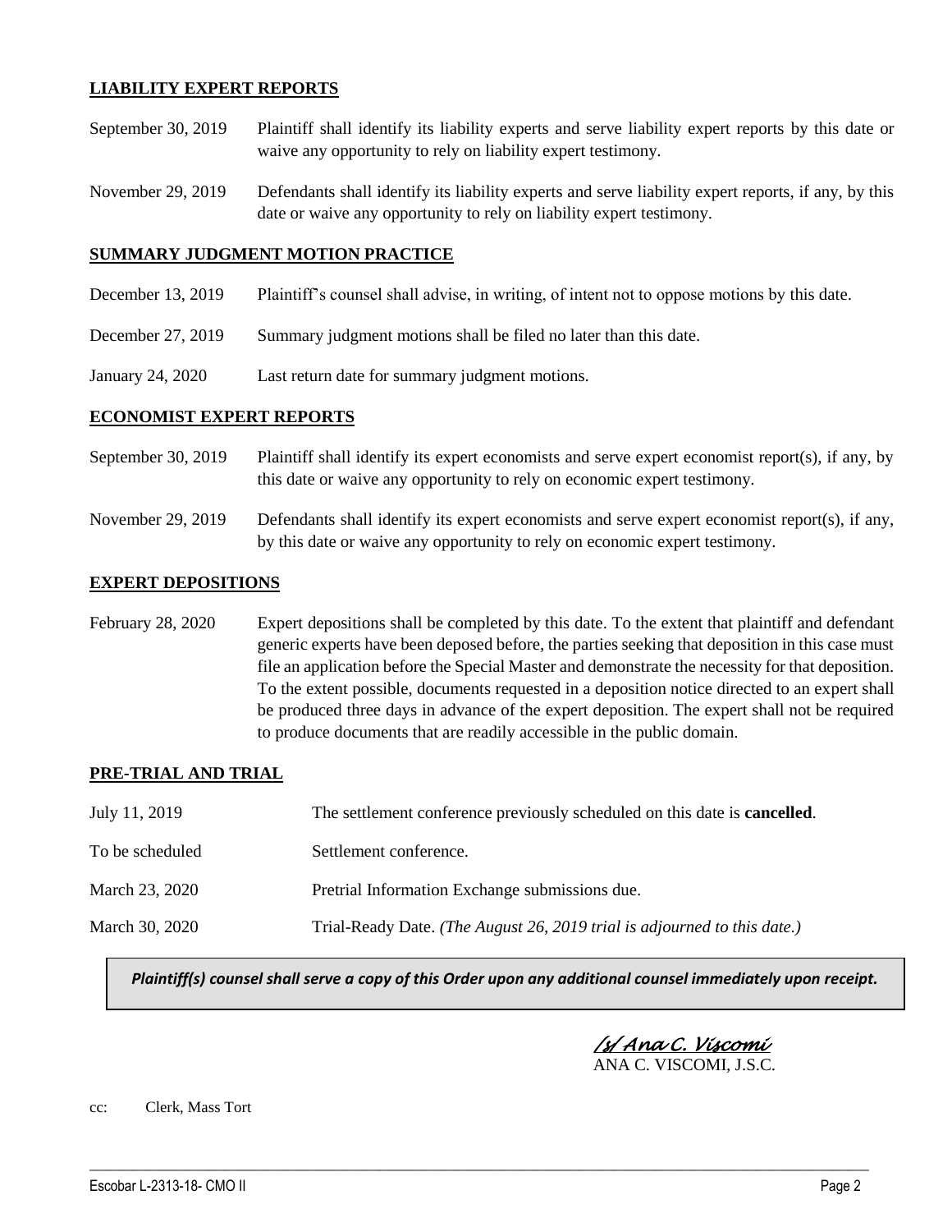**LIABILITY EXPERT REPORTS**

| | |
|---|---|
| September 30, 2019 | Plaintiff shall identify its liability experts and serve liability expert reports by this date or waive any opportunity to rely on liability expert testimony. |
| November 29, 2019 | Defendants shall identify its liability experts and serve liability expert reports, if any, by this date or waive any opportunity to rely on liability expert testimony. |

**SUMMARY JUDGMENT MOTION PRACTICE**

| | |
|---|---|
| December 13, 2019 | Plaintiff's counsel shall advise, in writing, of intent not to oppose motions by this date. |
| December 27, 2019 | Summary judgment motions shall be filed no later than this date. |
| January 24, 2020 | Last return date for summary judgment motions. |

**ECONOMIST EXPERT REPORTS**

| | |
|---|---|
| September 30, 2019 | Plaintiff shall identify its expert economists and serve expert economist report(s), if any, by this date or waive any opportunity to rely on economic expert testimony. |
| November 29, 2019 | Defendants shall identify its expert economists and serve expert economist report(s), if any, by this date or waive any opportunity to rely on economic expert testimony. |

**EXPERT DEPOSITIONS**

| | |
|---|---|
| February 28, 2020 | Expert depositions shall be completed by this date. To the extent that plaintiff and defendant generic experts have been deposed before, the parties seeking that deposition in this case must file an application before the Special Master and demonstrate the necessity for that deposition. To the extent possible, documents requested in a deposition notice directed to an expert shall be produced three days in advance of the expert deposition. The expert shall not be required to produce documents that are readily accessible in the public domain. |

**PRE-TRIAL AND TRIAL**

| | |
|---|---|
| July 11, 2019 | The settlement conference previously scheduled on this date is **cancelled**. |
| To be scheduled | Settlement conference. |
| March 23, 2020 | Pretrial Information Exchange submissions due. |
| March 30, 2020 | Trial-Ready Date. *(The August 26, 2019 trial is adjourned to this date.)* |

***Plaintiff(s) counsel shall serve a copy of this Order upon any additional counsel immediately upon receipt.***

*/s/ Ana C. Viscomi*
ANA C. VISCOMI, J.S.C.

cc: Clerk, Mass Tort

Escobar L-2313-18- CMO II